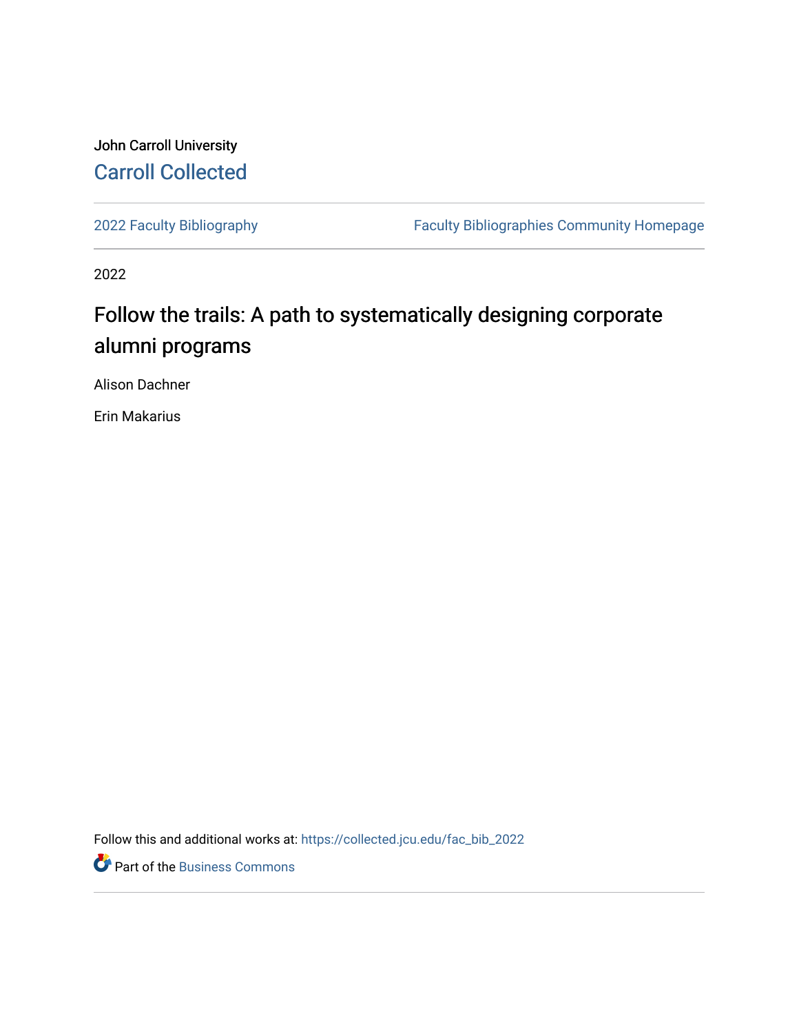John Carroll University

Carroll Collected

2022 Faculty Bibliography

Faculty Bibliographies Community Homepage

2022

# Follow the trails: A path to systematically designing corporate alumni programs

Alison Dachner

Erin Makarius

Follow this and additional works at: https://collected.jcu.edu/fac_bib_2022

Part of the Business Commons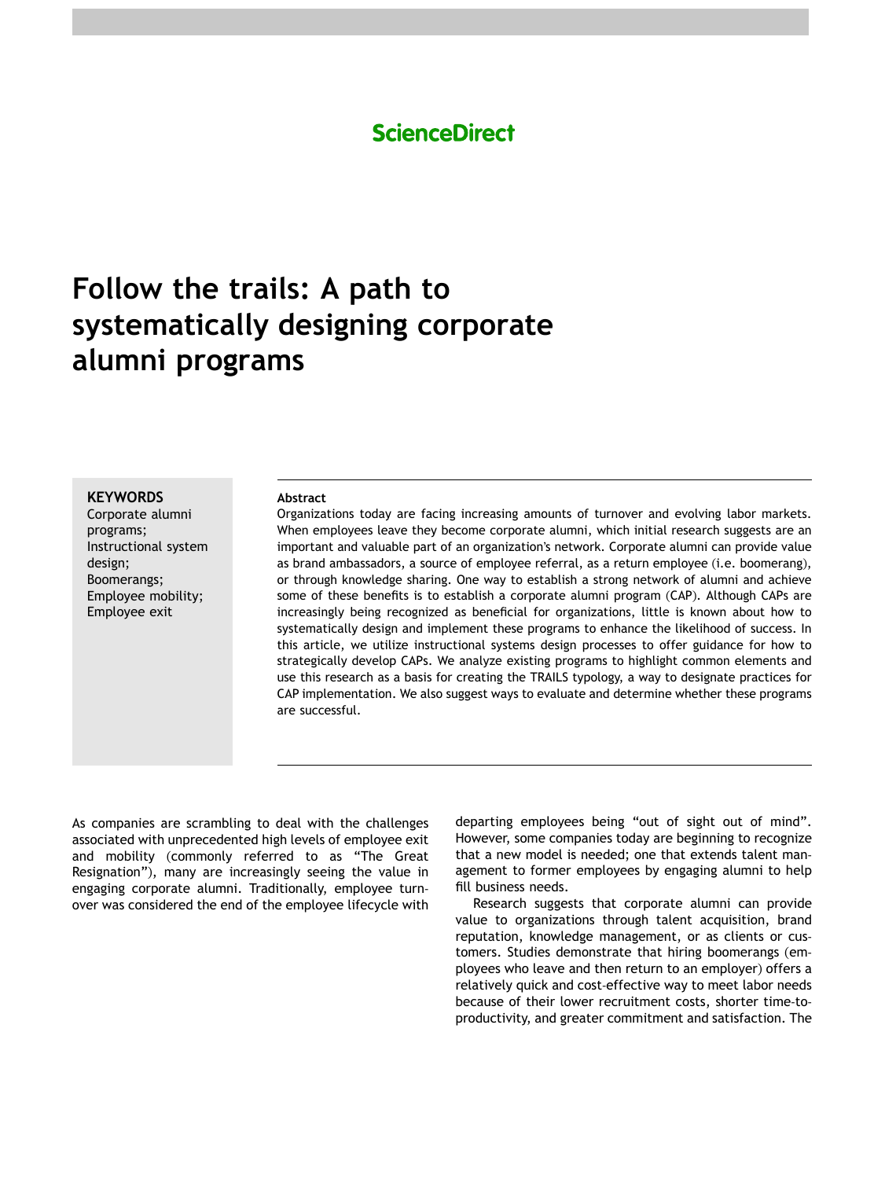# Follow the trails: A path to systematically designing corporate alumni programs

**KEYWORDS**
Corporate alumni programs;
Instructional system design;
Boomerangs;
Employee mobility;
Employee exit

**Abstract**

Organizations today are facing increasing amounts of turnover and evolving labor markets. When employees leave they become corporate alumni, which initial research suggests are an important and valuable part of an organization's network. Corporate alumni can provide value as brand ambassadors, a source of employee referral, as a return employee (i.e. boomerang), or through knowledge sharing. One way to establish a strong network of alumni and achieve some of these benefits is to establish a corporate alumni program (CAP). Although CAPs are increasingly being recognized as beneficial for organizations, little is known about how to systematically design and implement these programs to enhance the likelihood of success. In this article, we utilize instructional systems design processes to offer guidance for how to strategically develop CAPs. We analyze existing programs to highlight common elements and use this research as a basis for creating the TRAILS typology, a way to designate practices for CAP implementation. We also suggest ways to evaluate and determine whether these programs are successful.

As companies are scrambling to deal with the challenges associated with unprecedented high levels of employee exit and mobility (commonly referred to as "The Great Resignation"), many are increasingly seeing the value in engaging corporate alumni. Traditionally, employee turnover was considered the end of the employee lifecycle with departing employees being "out of sight out of mind". However, some companies today are beginning to recognize that a new model is needed; one that extends talent management to former employees by engaging alumni to help fill business needs.

Research suggests that corporate alumni can provide value to organizations through talent acquisition, brand reputation, knowledge management, or as clients or customers. Studies demonstrate that hiring boomerangs (employees who leave and then return to an employer) offers a relatively quick and cost-effective way to meet labor needs because of their lower recruitment costs, shorter time-to-productivity, and greater commitment and satisfaction. The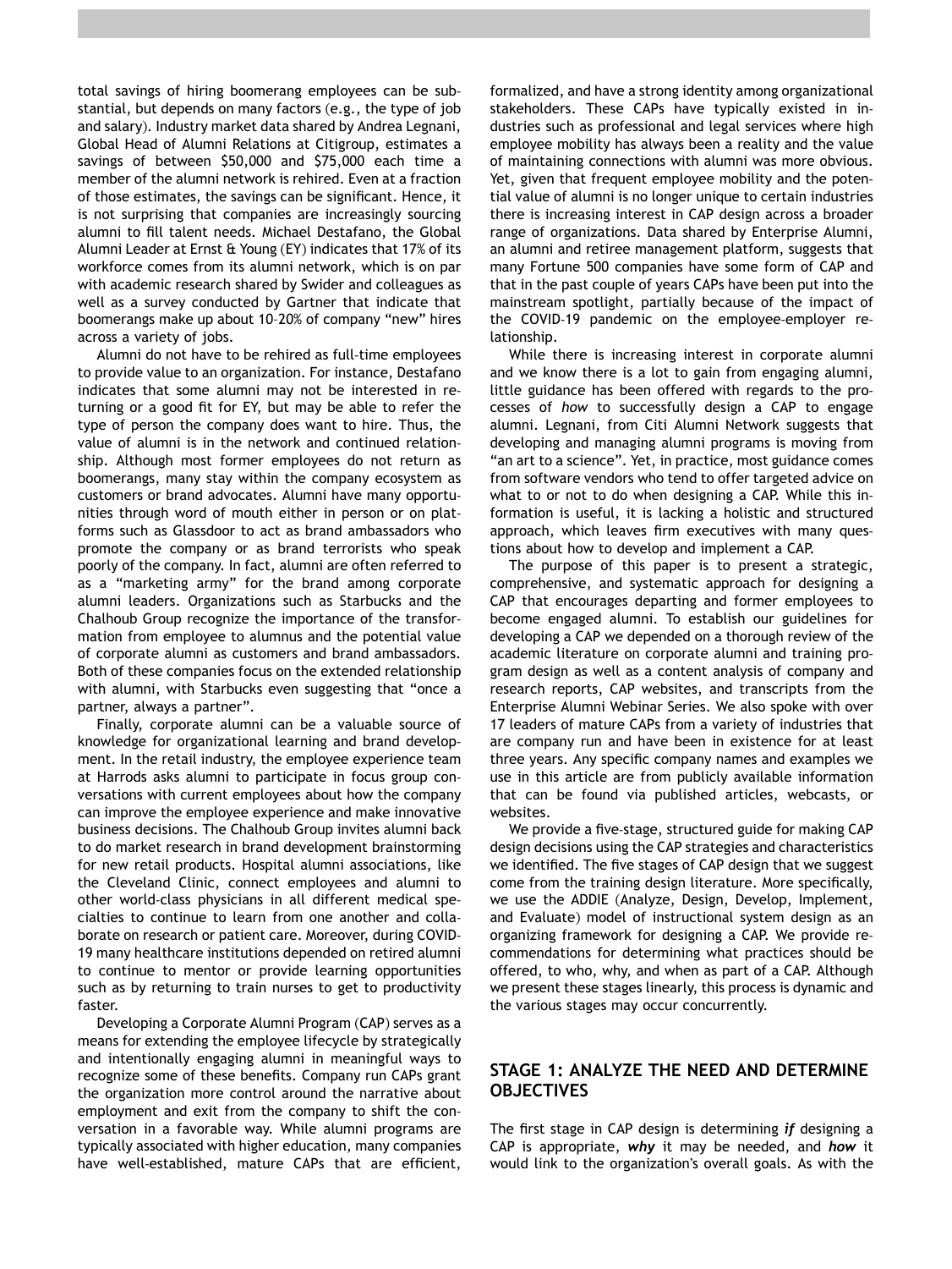total savings of hiring boomerang employees can be substantial, but depends on many factors (e.g., the type of job and salary). Industry market data shared by Andrea Legnani, Global Head of Alumni Relations at Citigroup, estimates a savings of between $50,000 and $75,000 each time a member of the alumni network is rehired. Even at a fraction of those estimates, the savings can be significant. Hence, it is not surprising that companies are increasingly sourcing alumni to fill talent needs. Michael Destafano, the Global Alumni Leader at Ernst & Young (EY) indicates that 17% of its workforce comes from its alumni network, which is on par with academic research shared by Swider and colleagues as well as a survey conducted by Gartner that indicate that boomerangs make up about 10–20% of company "new" hires across a variety of jobs.

Alumni do not have to be rehired as full-time employees to provide value to an organization. For instance, Destafano indicates that some alumni may not be interested in returning or a good fit for EY, but may be able to refer the type of person the company does want to hire. Thus, the value of alumni is in the network and continued relationship. Although most former employees do not return as boomerangs, many stay within the company ecosystem as customers or brand advocates. Alumni have many opportunities through word of mouth either in person or on platforms such as Glassdoor to act as brand ambassadors who promote the company or as brand terrorists who speak poorly of the company. In fact, alumni are often referred to as a "marketing army" for the brand among corporate alumni leaders. Organizations such as Starbucks and the Chalhoub Group recognize the importance of the transformation from employee to alumnus and the potential value of corporate alumni as customers and brand ambassadors. Both of these companies focus on the extended relationship with alumni, with Starbucks even suggesting that "once a partner, always a partner".

Finally, corporate alumni can be a valuable source of knowledge for organizational learning and brand development. In the retail industry, the employee experience team at Harrods asks alumni to participate in focus group conversations with current employees about how the company can improve the employee experience and make innovative business decisions. The Chalhoub Group invites alumni back to do market research in brand development brainstorming for new retail products. Hospital alumni associations, like the Cleveland Clinic, connect employees and alumni to other world-class physicians in all different medical specialties to continue to learn from one another and collaborate on research or patient care. Moreover, during COVID-19 many healthcare institutions depended on retired alumni to continue to mentor or provide learning opportunities such as by returning to train nurses to get to productivity faster.

Developing a Corporate Alumni Program (CAP) serves as a means for extending the employee lifecycle by strategically and intentionally engaging alumni in meaningful ways to recognize some of these benefits. Company run CAPs grant the organization more control around the narrative about employment and exit from the company to shift the conversation in a favorable way. While alumni programs are typically associated with higher education, many companies have well-established, mature CAPs that are efficient, formalized, and have a strong identity among organizational stakeholders. These CAPs have typically existed in industries such as professional and legal services where high employee mobility has always been a reality and the value of maintaining connections with alumni was more obvious. Yet, given that frequent employee mobility and the potential value of alumni is no longer unique to certain industries there is increasing interest in CAP design across a broader range of organizations. Data shared by Enterprise Alumni, an alumni and retiree management platform, suggests that many Fortune 500 companies have some form of CAP and that in the past couple of years CAPs have been put into the mainstream spotlight, partially because of the impact of the COVID-19 pandemic on the employee-employer relationship.

While there is increasing interest in corporate alumni and we know there is a lot to gain from engaging alumni, little guidance has been offered with regards to the processes of *how* to successfully design a CAP to engage alumni. Legnani, from Citi Alumni Network suggests that developing and managing alumni programs is moving from "an art to a science". Yet, in practice, most guidance comes from software vendors who tend to offer targeted advice on what to or not to do when designing a CAP. While this information is useful, it is lacking a holistic and structured approach, which leaves firm executives with many questions about how to develop and implement a CAP.

The purpose of this paper is to present a strategic, comprehensive, and systematic approach for designing a CAP that encourages departing and former employees to become engaged alumni. To establish our guidelines for developing a CAP we depended on a thorough review of the academic literature on corporate alumni and training program design as well as a content analysis of company and research reports, CAP websites, and transcripts from the Enterprise Alumni Webinar Series. We also spoke with over 17 leaders of mature CAPs from a variety of industries that are company run and have been in existence for at least three years. Any specific company names and examples we use in this article are from publicly available information that can be found via published articles, webcasts, or websites.

We provide a five-stage, structured guide for making CAP design decisions using the CAP strategies and characteristics we identified. The five stages of CAP design that we suggest come from the training design literature. More specifically, we use the ADDIE (Analyze, Design, Develop, Implement, and Evaluate) model of instructional system design as an organizing framework for designing a CAP. We provide recommendations for determining what practices should be offered, to who, why, and when as part of a CAP. Although we present these stages linearly, this process is dynamic and the various stages may occur concurrently.

## STAGE 1: ANALYZE THE NEED AND DETERMINE OBJECTIVES

The first stage in CAP design is determining ***if*** designing a CAP is appropriate, ***why*** it may be needed, and ***how*** it would link to the organization's overall goals. As with the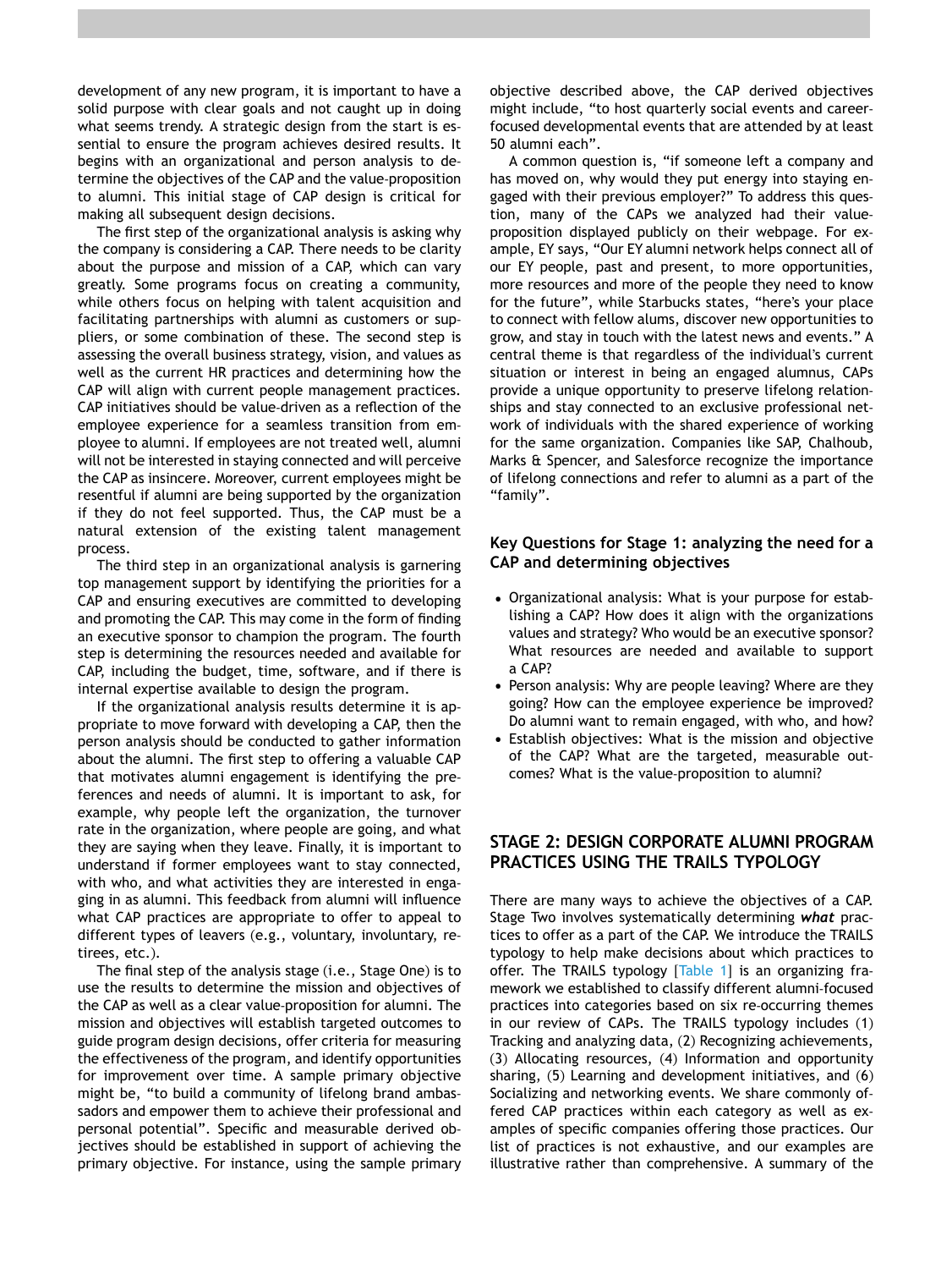development of any new program, it is important to have a solid purpose with clear goals and not caught up in doing what seems trendy. A strategic design from the start is essential to ensure the program achieves desired results. It begins with an organizational and person analysis to determine the objectives of the CAP and the value-proposition to alumni. This initial stage of CAP design is critical for making all subsequent design decisions.

The first step of the organizational analysis is asking why the company is considering a CAP. There needs to be clarity about the purpose and mission of a CAP, which can vary greatly. Some programs focus on creating a community, while others focus on helping with talent acquisition and facilitating partnerships with alumni as customers or suppliers, or some combination of these. The second step is assessing the overall business strategy, vision, and values as well as the current HR practices and determining how the CAP will align with current people management practices. CAP initiatives should be value-driven as a reflection of the employee experience for a seamless transition from employee to alumni. If employees are not treated well, alumni will not be interested in staying connected and will perceive the CAP as insincere. Moreover, current employees might be resentful if alumni are being supported by the organization if they do not feel supported. Thus, the CAP must be a natural extension of the existing talent management process.

The third step in an organizational analysis is garnering top management support by identifying the priorities for a CAP and ensuring executives are committed to developing and promoting the CAP. This may come in the form of finding an executive sponsor to champion the program. The fourth step is determining the resources needed and available for CAP, including the budget, time, software, and if there is internal expertise available to design the program.

If the organizational analysis results determine it is appropriate to move forward with developing a CAP, then the person analysis should be conducted to gather information about the alumni. The first step to offering a valuable CAP that motivates alumni engagement is identifying the preferences and needs of alumni. It is important to ask, for example, why people left the organization, the turnover rate in the organization, where people are going, and what they are saying when they leave. Finally, it is important to understand if former employees want to stay connected, with who, and what activities they are interested in engaging in as alumni. This feedback from alumni will influence what CAP practices are appropriate to offer to appeal to different types of leavers (e.g., voluntary, involuntary, retirees, etc.).

The final step of the analysis stage (i.e., Stage One) is to use the results to determine the mission and objectives of the CAP as well as a clear value-proposition for alumni. The mission and objectives will establish targeted outcomes to guide program design decisions, offer criteria for measuring the effectiveness of the program, and identify opportunities for improvement over time. A sample primary objective might be, "to build a community of lifelong brand ambassadors and empower them to achieve their professional and personal potential". Specific and measurable derived objectives should be established in support of achieving the primary objective. For instance, using the sample primary objective described above, the CAP derived objectives might include, "to host quarterly social events and career-focused developmental events that are attended by at least 50 alumni each".

A common question is, "if someone left a company and has moved on, why would they put energy into staying engaged with their previous employer?" To address this question, many of the CAPs we analyzed had their value-proposition displayed publicly on their webpage. For example, EY says, "Our EY alumni network helps connect all of our EY people, past and present, to more opportunities, more resources and more of the people they need to know for the future", while Starbucks states, "here's your place to connect with fellow alums, discover new opportunities to grow, and stay in touch with the latest news and events." A central theme is that regardless of the individual's current situation or interest in being an engaged alumnus, CAPs provide a unique opportunity to preserve lifelong relationships and stay connected to an exclusive professional network of individuals with the shared experience of working for the same organization. Companies like SAP, Chalhoub, Marks & Spencer, and Salesforce recognize the importance of lifelong connections and refer to alumni as a part of the "family".

### Key Questions for Stage 1: analyzing the need for a CAP and determining objectives

- Organizational analysis: What is your purpose for establishing a CAP? How does it align with the organizations values and strategy? Who would be an executive sponsor? What resources are needed and available to support a CAP?
- Person analysis: Why are people leaving? Where are they going? How can the employee experience be improved? Do alumni want to remain engaged, with who, and how?
- Establish objectives: What is the mission and objective of the CAP? What are the targeted, measurable outcomes? What is the value-proposition to alumni?

## STAGE 2: DESIGN CORPORATE ALUMNI PROGRAM PRACTICES USING THE TRAILS TYPOLOGY

There are many ways to achieve the objectives of a CAP. Stage Two involves systematically determining ***what*** practices to offer as a part of the CAP. We introduce the TRAILS typology to help make decisions about which practices to offer. The TRAILS typology [Table 1] is an organizing framework we established to classify different alumni-focused practices into categories based on six re-occurring themes in our review of CAPs. The TRAILS typology includes (1) Tracking and analyzing data, (2) Recognizing achievements, (3) Allocating resources, (4) Information and opportunity sharing, (5) Learning and development initiatives, and (6) Socializing and networking events. We share commonly offered CAP practices within each category as well as examples of specific companies offering those practices. Our list of practices is not exhaustive, and our examples are illustrative rather than comprehensive. A summary of the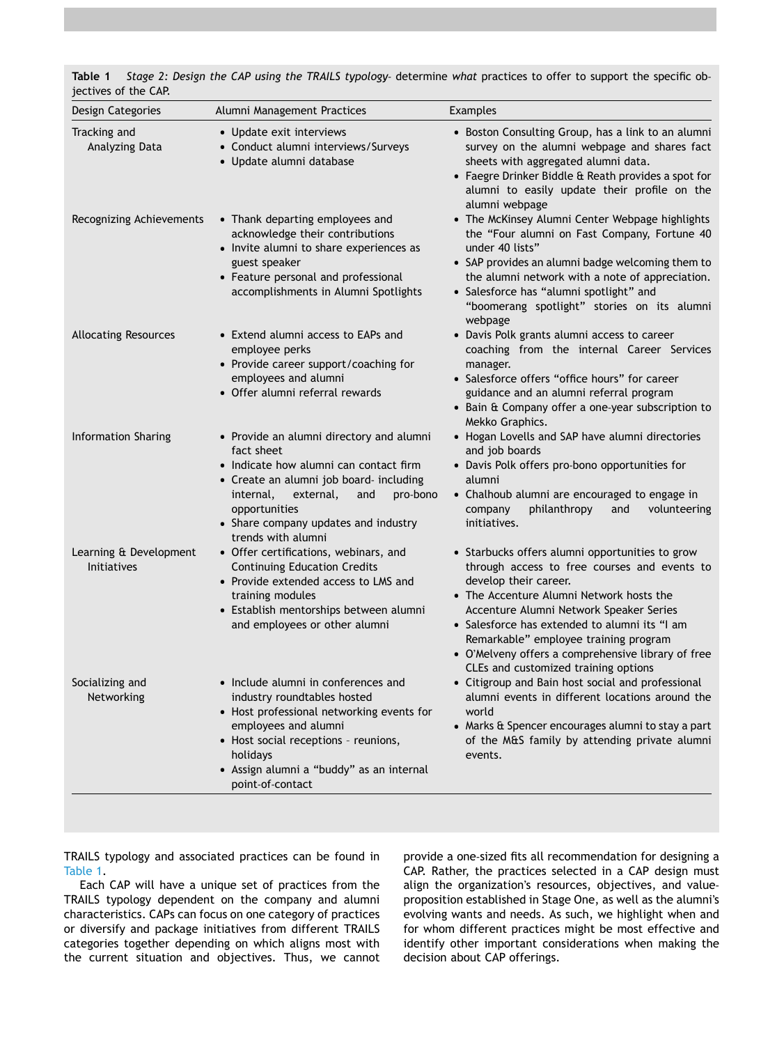**Table 1** *Stage 2: Design the CAP using the TRAILS typology*- determine *what* practices to offer to support the specific objectives of the CAP.

| Design Categories | Alumni Management Practices | Examples |
|---|---|---|
| Tracking and Analyzing Data | • Update exit interviews<br>• Conduct alumni interviews/Surveys<br>• Update alumni database | • Boston Consulting Group, has a link to an alumni survey on the alumni webpage and shares fact sheets with aggregated alumni data.<br>• Faegre Drinker Biddle & Reath provides a spot for alumni to easily update their profile on the alumni webpage |
| Recognizing Achievements | • Thank departing employees and acknowledge their contributions<br>• Invite alumni to share experiences as guest speaker<br>• Feature personal and professional accomplishments in Alumni Spotlights | • The McKinsey Alumni Center Webpage highlights the "Four alumni on Fast Company, Fortune 40 under 40 lists"<br>• SAP provides an alumni badge welcoming them to the alumni network with a note of appreciation.<br>• Salesforce has "alumni spotlight" and "boomerang spotlight" stories on its alumni webpage |
| Allocating Resources | • Extend alumni access to EAPs and employee perks<br>• Provide career support/coaching for employees and alumni<br>• Offer alumni referral rewards | • Davis Polk grants alumni access to career coaching from the internal Career Services manager.<br>• Salesforce offers "office hours" for career guidance and an alumni referral program<br>• Bain & Company offer a one-year subscription to Mekko Graphics. |
| Information Sharing | • Provide an alumni directory and alumni fact sheet<br>• Indicate how alumni can contact firm<br>• Create an alumni job board- including internal, external, and pro-bono opportunities<br>• Share company updates and industry trends with alumni | • Hogan Lovells and SAP have alumni directories and job boards<br>• Davis Polk offers pro-bono opportunities for alumni<br>• Chalhoub alumni are encouraged to engage in company philanthropy and volunteering initiatives. |
| Learning & Development Initiatives | • Offer certifications, webinars, and Continuing Education Credits<br>• Provide extended access to LMS and training modules<br>• Establish mentorships between alumni and employees or other alumni | • Starbucks offers alumni opportunities to grow through access to free courses and events to develop their career.<br>• The Accenture Alumni Network hosts the Accenture Alumni Network Speaker Series<br>• Salesforce has extended to alumni its "I am Remarkable" employee training program<br>• O'Melveny offers a comprehensive library of free CLEs and customized training options |
| Socializing and Networking | • Include alumni in conferences and industry roundtables hosted<br>• Host professional networking events for employees and alumni<br>• Host social receptions - reunions, holidays<br>• Assign alumni a "buddy" as an internal point-of-contact | • Citigroup and Bain host social and professional alumni events in different locations around the world<br>• Marks & Spencer encourages alumni to stay a part of the M&S family by attending private alumni events. |

TRAILS typology and associated practices can be found in Table 1.

Each CAP will have a unique set of practices from the TRAILS typology dependent on the company and alumni characteristics. CAPs can focus on one category of practices or diversify and package initiatives from different TRAILS categories together depending on which aligns most with the current situation and objectives. Thus, we cannot provide a one-sized fits all recommendation for designing a CAP. Rather, the practices selected in a CAP design must align the organization's resources, objectives, and value-proposition established in Stage One, as well as the alumni's evolving wants and needs. As such, we highlight when and for whom different practices might be most effective and identify other important considerations when making the decision about CAP offerings.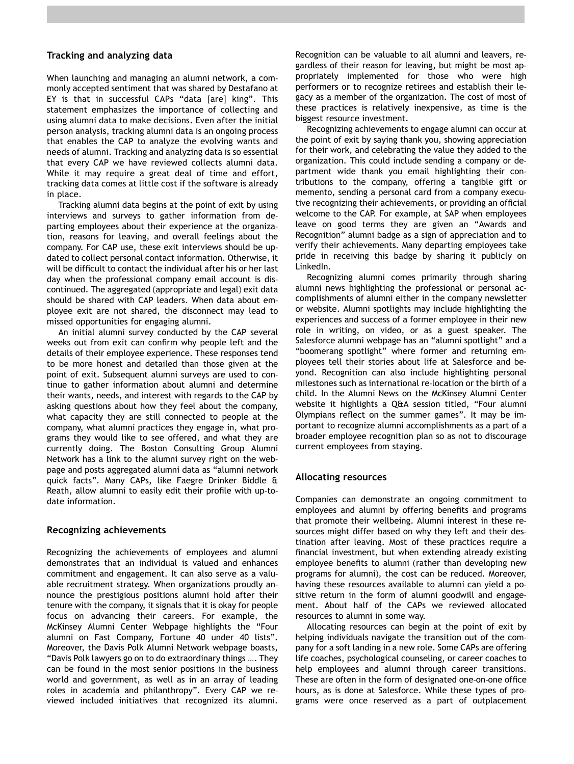## Tracking and analyzing data

When launching and managing an alumni network, a commonly accepted sentiment that was shared by Destafano at EY is that in successful CAPs "data [are] king". This statement emphasizes the importance of collecting and using alumni data to make decisions. Even after the initial person analysis, tracking alumni data is an ongoing process that enables the CAP to analyze the evolving wants and needs of alumni. Tracking and analyzing data is so essential that every CAP we have reviewed collects alumni data. While it may require a great deal of time and effort, tracking data comes at little cost if the software is already in place.

Tracking alumni data begins at the point of exit by using interviews and surveys to gather information from departing employees about their experience at the organization, reasons for leaving, and overall feelings about the company. For CAP use, these exit interviews should be updated to collect personal contact information. Otherwise, it will be difficult to contact the individual after his or her last day when the professional company email account is discontinued. The aggregated (appropriate and legal) exit data should be shared with CAP leaders. When data about employee exit are not shared, the disconnect may lead to missed opportunities for engaging alumni.

An initial alumni survey conducted by the CAP several weeks out from exit can confirm why people left and the details of their employee experience. These responses tend to be more honest and detailed than those given at the point of exit. Subsequent alumni surveys are used to continue to gather information about alumni and determine their wants, needs, and interest with regards to the CAP by asking questions about how they feel about the company, what capacity they are still connected to people at the company, what alumni practices they engage in, what programs they would like to see offered, and what they are currently doing. The Boston Consulting Group Alumni Network has a link to the alumni survey right on the webpage and posts aggregated alumni data as "alumni network quick facts". Many CAPs, like Faegre Drinker Biddle & Reath, allow alumni to easily edit their profile with up-to-date information.

## Recognizing achievements

Recognizing the achievements of employees and alumni demonstrates that an individual is valued and enhances commitment and engagement. It can also serve as a valuable recruitment strategy. When organizations proudly announce the prestigious positions alumni hold after their tenure with the company, it signals that it is okay for people focus on advancing their careers. For example, the McKinsey Alumni Center Webpage highlights the "Four alumni on Fast Company, Fortune 40 under 40 lists". Moreover, the Davis Polk Alumni Network webpage boasts, "Davis Polk lawyers go on to do extraordinary things .... They can be found in the most senior positions in the business world and government, as well as in an array of leading roles in academia and philanthropy". Every CAP we reviewed included initiatives that recognized its alumni. Recognition can be valuable to all alumni and leavers, regardless of their reason for leaving, but might be most appropriately implemented for those who were high performers or to recognize retirees and establish their legacy as a member of the organization. The cost of most of these practices is relatively inexpensive, as time is the biggest resource investment.

Recognizing achievements to engage alumni can occur at the point of exit by saying thank you, showing appreciation for their work, and celebrating the value they added to the organization. This could include sending a company or department wide thank you email highlighting their contributions to the company, offering a tangible gift or memento, sending a personal card from a company executive recognizing their achievements, or providing an official welcome to the CAP. For example, at SAP when employees leave on good terms they are given an "Awards and Recognition" alumni badge as a sign of appreciation and to verify their achievements. Many departing employees take pride in receiving this badge by sharing it publicly on LinkedIn.

Recognizing alumni comes primarily through sharing alumni news highlighting the professional or personal accomplishments of alumni either in the company newsletter or website. Alumni spotlights may include highlighting the experiences and success of a former employee in their new role in writing, on video, or as a guest speaker. The Salesforce alumni webpage has an "alumni spotlight" and a "boomerang spotlight" where former and returning employees tell their stories about life at Salesforce and beyond. Recognition can also include highlighting personal milestones such as international re-location or the birth of a child. In the Alumni News on the McKinsey Alumni Center website it highlights a Q&A session titled, "Four alumni Olympians reflect on the summer games". It may be important to recognize alumni accomplishments as a part of a broader employee recognition plan so as not to discourage current employees from staying.

## Allocating resources

Companies can demonstrate an ongoing commitment to employees and alumni by offering benefits and programs that promote their wellbeing. Alumni interest in these resources might differ based on why they left and their destination after leaving. Most of these practices require a financial investment, but when extending already existing employee benefits to alumni (rather than developing new programs for alumni), the cost can be reduced. Moreover, having these resources available to alumni can yield a positive return in the form of alumni goodwill and engagement. About half of the CAPs we reviewed allocated resources to alumni in some way.

Allocating resources can begin at the point of exit by helping individuals navigate the transition out of the company for a soft landing in a new role. Some CAPs are offering life coaches, psychological counseling, or career coaches to help employees and alumni through career transitions. These are often in the form of designated one-on-one office hours, as is done at Salesforce. While these types of programs were once reserved as a part of outplacement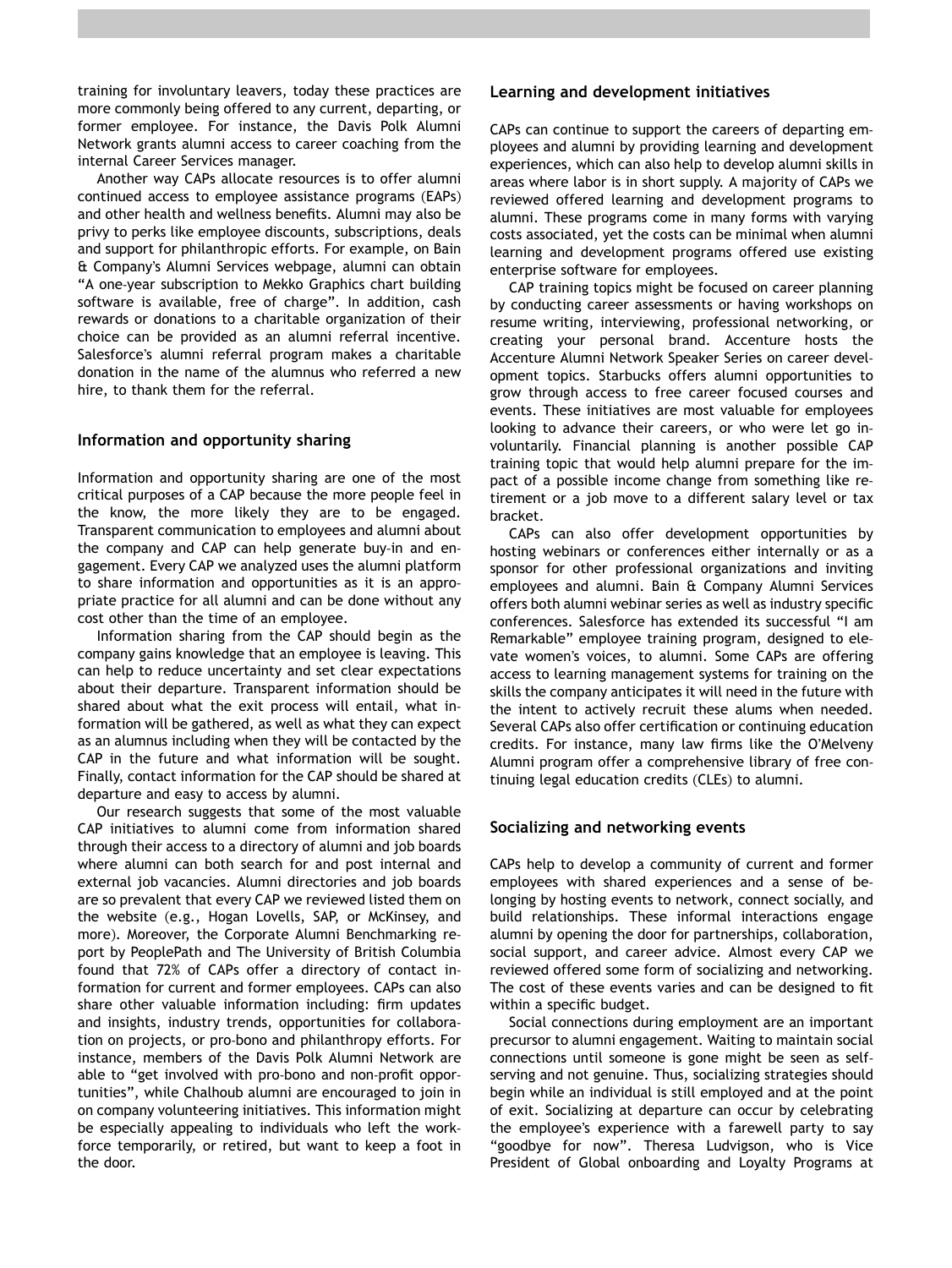training for involuntary leavers, today these practices are more commonly being offered to any current, departing, or former employee. For instance, the Davis Polk Alumni Network grants alumni access to career coaching from the internal Career Services manager.

Another way CAPs allocate resources is to offer alumni continued access to employee assistance programs (EAPs) and other health and wellness benefits. Alumni may also be privy to perks like employee discounts, subscriptions, deals and support for philanthropic efforts. For example, on Bain & Company's Alumni Services webpage, alumni can obtain "A one-year subscription to Mekko Graphics chart building software is available, free of charge". In addition, cash rewards or donations to a charitable organization of their choice can be provided as an alumni referral incentive. Salesforce's alumni referral program makes a charitable donation in the name of the alumnus who referred a new hire, to thank them for the referral.

### Information and opportunity sharing

Information and opportunity sharing are one of the most critical purposes of a CAP because the more people feel in the know, the more likely they are to be engaged. Transparent communication to employees and alumni about the company and CAP can help generate buy-in and engagement. Every CAP we analyzed uses the alumni platform to share information and opportunities as it is an appropriate practice for all alumni and can be done without any cost other than the time of an employee.

Information sharing from the CAP should begin as the company gains knowledge that an employee is leaving. This can help to reduce uncertainty and set clear expectations about their departure. Transparent information should be shared about what the exit process will entail, what information will be gathered, as well as what they can expect as an alumnus including when they will be contacted by the CAP in the future and what information will be sought. Finally, contact information for the CAP should be shared at departure and easy to access by alumni.

Our research suggests that some of the most valuable CAP initiatives to alumni come from information shared through their access to a directory of alumni and job boards where alumni can both search for and post internal and external job vacancies. Alumni directories and job boards are so prevalent that every CAP we reviewed listed them on the website (e.g., Hogan Lovells, SAP, or McKinsey, and more). Moreover, the Corporate Alumni Benchmarking report by PeoplePath and The University of British Columbia found that 72% of CAPs offer a directory of contact information for current and former employees. CAPs can also share other valuable information including: firm updates and insights, industry trends, opportunities for collaboration on projects, or pro-bono and philanthropy efforts. For instance, members of the Davis Polk Alumni Network are able to "get involved with pro-bono and non-profit opportunities", while Chalhoub alumni are encouraged to join in on company volunteering initiatives. This information might be especially appealing to individuals who left the workforce temporarily, or retired, but want to keep a foot in the door.

### Learning and development initiatives

CAPs can continue to support the careers of departing employees and alumni by providing learning and development experiences, which can also help to develop alumni skills in areas where labor is in short supply. A majority of CAPs we reviewed offered learning and development programs to alumni. These programs come in many forms with varying costs associated, yet the costs can be minimal when alumni learning and development programs offered use existing enterprise software for employees.

CAP training topics might be focused on career planning by conducting career assessments or having workshops on resume writing, interviewing, professional networking, or creating your personal brand. Accenture hosts the Accenture Alumni Network Speaker Series on career development topics. Starbucks offers alumni opportunities to grow through access to free career focused courses and events. These initiatives are most valuable for employees looking to advance their careers, or who were let go involuntarily. Financial planning is another possible CAP training topic that would help alumni prepare for the impact of a possible income change from something like retirement or a job move to a different salary level or tax bracket.

CAPs can also offer development opportunities by hosting webinars or conferences either internally or as a sponsor for other professional organizations and inviting employees and alumni. Bain & Company Alumni Services offers both alumni webinar series as well as industry specific conferences. Salesforce has extended its successful "I am Remarkable" employee training program, designed to elevate women's voices, to alumni. Some CAPs are offering access to learning management systems for training on the skills the company anticipates it will need in the future with the intent to actively recruit these alums when needed. Several CAPs also offer certification or continuing education credits. For instance, many law firms like the O'Melveny Alumni program offer a comprehensive library of free continuing legal education credits (CLEs) to alumni.

### Socializing and networking events

CAPs help to develop a community of current and former employees with shared experiences and a sense of belonging by hosting events to network, connect socially, and build relationships. These informal interactions engage alumni by opening the door for partnerships, collaboration, social support, and career advice. Almost every CAP we reviewed offered some form of socializing and networking. The cost of these events varies and can be designed to fit within a specific budget.

Social connections during employment are an important precursor to alumni engagement. Waiting to maintain social connections until someone is gone might be seen as self-serving and not genuine. Thus, socializing strategies should begin while an individual is still employed and at the point of exit. Socializing at departure can occur by celebrating the employee's experience with a farewell party to say "goodbye for now". Theresa Ludvigson, who is Vice President of Global onboarding and Loyalty Programs at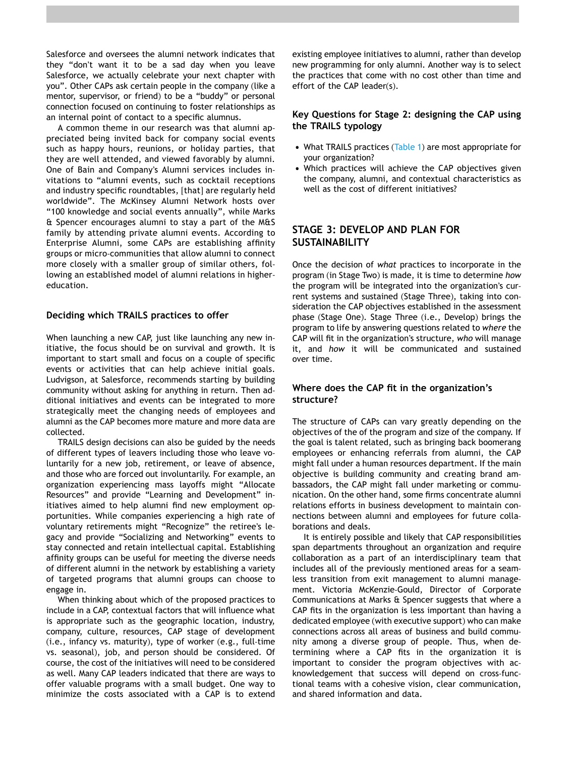Salesforce and oversees the alumni network indicates that they "don't want it to be a sad day when you leave Salesforce, we actually celebrate your next chapter with you". Other CAPs ask certain people in the company (like a mentor, supervisor, or friend) to be a "buddy" or personal connection focused on continuing to foster relationships as an internal point of contact to a specific alumnus.

A common theme in our research was that alumni appreciated being invited back for company social events such as happy hours, reunions, or holiday parties, that they are well attended, and viewed favorably by alumni. One of Bain and Company's Alumni services includes invitations to "alumni events, such as cocktail receptions and industry specific roundtables, [that] are regularly held worldwide". The McKinsey Alumni Network hosts over "100 knowledge and social events annually", while Marks & Spencer encourages alumni to stay a part of the M&S family by attending private alumni events. According to Enterprise Alumni, some CAPs are establishing affinity groups or micro-communities that allow alumni to connect more closely with a smaller group of similar others, following an established model of alumni relations in higher-education.

### Deciding which TRAILS practices to offer

When launching a new CAP, just like launching any new initiative, the focus should be on survival and growth. It is important to start small and focus on a couple of specific events or activities that can help achieve initial goals. Ludvigson, at Salesforce, recommends starting by building community without asking for anything in return. Then additional initiatives and events can be integrated to more strategically meet the changing needs of employees and alumni as the CAP becomes more mature and more data are collected.

TRAILS design decisions can also be guided by the needs of different types of leavers including those who leave voluntarily for a new job, retirement, or leave of absence, and those who are forced out involuntarily. For example, an organization experiencing mass layoffs might "Allocate Resources" and provide "Learning and Development" initiatives aimed to help alumni find new employment opportunities. While companies experiencing a high rate of voluntary retirements might "Recognize" the retiree's legacy and provide "Socializing and Networking" events to stay connected and retain intellectual capital. Establishing affinity groups can be useful for meeting the diverse needs of different alumni in the network by establishing a variety of targeted programs that alumni groups can choose to engage in.

When thinking about which of the proposed practices to include in a CAP, contextual factors that will influence what is appropriate such as the geographic location, industry, company, culture, resources, CAP stage of development (i.e., infancy vs. maturity), type of worker (e.g., full-time vs. seasonal), job, and person should be considered. Of course, the cost of the initiatives will need to be considered as well. Many CAP leaders indicated that there are ways to offer valuable programs with a small budget. One way to minimize the costs associated with a CAP is to extend existing employee initiatives to alumni, rather than develop new programming for only alumni. Another way is to select the practices that come with no cost other than time and effort of the CAP leader(s).

### Key Questions for Stage 2: designing the CAP using the TRAILS typology

- What TRAILS practices (Table 1) are most appropriate for your organization?
- Which practices will achieve the CAP objectives given the company, alumni, and contextual characteristics as well as the cost of different initiatives?

## STAGE 3: DEVELOP AND PLAN FOR SUSTAINABILITY

Once the decision of *what* practices to incorporate in the program (in Stage Two) is made, it is time to determine *how* the program will be integrated into the organization's current systems and sustained (Stage Three), taking into consideration the CAP objectives established in the assessment phase (Stage One). Stage Three (i.e., Develop) brings the program to life by answering questions related to *where* the CAP will fit in the organization's structure, *who* will manage it, and *how* it will be communicated and sustained over time.

### Where does the CAP fit in the organization's structure?

The structure of CAPs can vary greatly depending on the objectives of the of the program and size of the company. If the goal is talent related, such as bringing back boomerang employees or enhancing referrals from alumni, the CAP might fall under a human resources department. If the main objective is building community and creating brand ambassadors, the CAP might fall under marketing or communication. On the other hand, some firms concentrate alumni relations efforts in business development to maintain connections between alumni and employees for future collaborations and deals.

It is entirely possible and likely that CAP responsibilities span departments throughout an organization and require collaboration as a part of an interdisciplinary team that includes all of the previously mentioned areas for a seamless transition from exit management to alumni management. Victoria McKenzie-Gould, Director of Corporate Communications at Marks & Spencer suggests that where a CAP fits in the organization is less important than having a dedicated employee (with executive support) who can make connections across all areas of business and build community among a diverse group of people. Thus, when determining where a CAP fits in the organization it is important to consider the program objectives with acknowledgement that success will depend on cross-functional teams with a cohesive vision, clear communication, and shared information and data.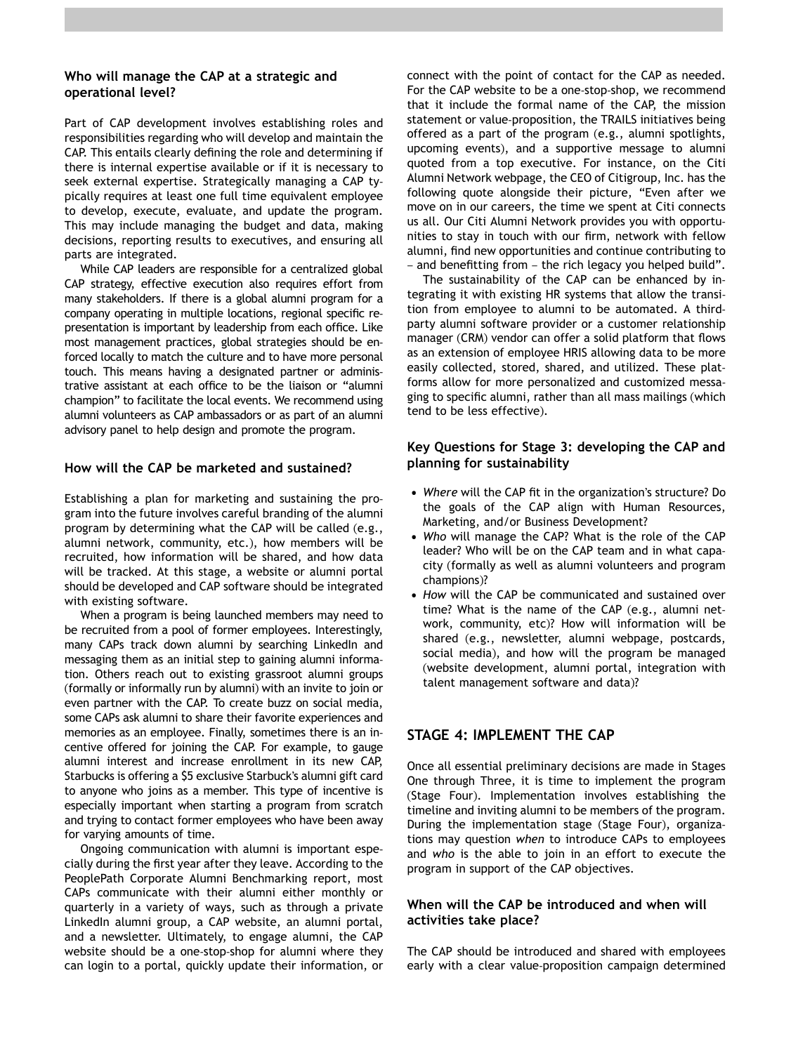### Who will manage the CAP at a strategic and operational level?

Part of CAP development involves establishing roles and responsibilities regarding who will develop and maintain the CAP. This entails clearly defining the role and determining if there is internal expertise available or if it is necessary to seek external expertise. Strategically managing a CAP typically requires at least one full time equivalent employee to develop, execute, evaluate, and update the program. This may include managing the budget and data, making decisions, reporting results to executives, and ensuring all parts are integrated.

While CAP leaders are responsible for a centralized global CAP strategy, effective execution also requires effort from many stakeholders. If there is a global alumni program for a company operating in multiple locations, regional specific representation is important by leadership from each office. Like most management practices, global strategies should be enforced locally to match the culture and to have more personal touch. This means having a designated partner or administrative assistant at each office to be the liaison or "alumni champion" to facilitate the local events. We recommend using alumni volunteers as CAP ambassadors or as part of an alumni advisory panel to help design and promote the program.

### How will the CAP be marketed and sustained?

Establishing a plan for marketing and sustaining the program into the future involves careful branding of the alumni program by determining what the CAP will be called (e.g., alumni network, community, etc.), how members will be recruited, how information will be shared, and how data will be tracked. At this stage, a website or alumni portal should be developed and CAP software should be integrated with existing software.

When a program is being launched members may need to be recruited from a pool of former employees. Interestingly, many CAPs track down alumni by searching LinkedIn and messaging them as an initial step to gaining alumni information. Others reach out to existing grassroot alumni groups (formally or informally run by alumni) with an invite to join or even partner with the CAP. To create buzz on social media, some CAPs ask alumni to share their favorite experiences and memories as an employee. Finally, sometimes there is an incentive offered for joining the CAP. For example, to gauge alumni interest and increase enrollment in its new CAP, Starbucks is offering a $5 exclusive Starbuck's alumni gift card to anyone who joins as a member. This type of incentive is especially important when starting a program from scratch and trying to contact former employees who have been away for varying amounts of time.

Ongoing communication with alumni is important especially during the first year after they leave. According to the PeoplePath Corporate Alumni Benchmarking report, most CAPs communicate with their alumni either monthly or quarterly in a variety of ways, such as through a private LinkedIn alumni group, a CAP website, an alumni portal, and a newsletter. Ultimately, to engage alumni, the CAP website should be a one-stop-shop for alumni where they can login to a portal, quickly update their information, or connect with the point of contact for the CAP as needed. For the CAP website to be a one-stop-shop, we recommend that it include the formal name of the CAP, the mission statement or value-proposition, the TRAILS initiatives being offered as a part of the program (e.g., alumni spotlights, upcoming events), and a supportive message to alumni quoted from a top executive. For instance, on the Citi Alumni Network webpage, the CEO of Citigroup, Inc. has the following quote alongside their picture, "Even after we move on in our careers, the time we spent at Citi connects us all. Our Citi Alumni Network provides you with opportunities to stay in touch with our firm, network with fellow alumni, find new opportunities and continue contributing to − and benefitting from − the rich legacy you helped build".

The sustainability of the CAP can be enhanced by integrating it with existing HR systems that allow the transition from employee to alumni to be automated. A third-party alumni software provider or a customer relationship manager (CRM) vendor can offer a solid platform that flows as an extension of employee HRIS allowing data to be more easily collected, stored, shared, and utilized. These platforms allow for more personalized and customized messaging to specific alumni, rather than all mass mailings (which tend to be less effective).

### Key Questions for Stage 3: developing the CAP and planning for sustainability

- *Where* will the CAP fit in the organization's structure? Do the goals of the CAP align with Human Resources, Marketing, and/or Business Development?
- *Who* will manage the CAP? What is the role of the CAP leader? Who will be on the CAP team and in what capacity (formally as well as alumni volunteers and program champions)?
- *How* will the CAP be communicated and sustained over time? What is the name of the CAP (e.g., alumni network, community, etc)? How will information will be shared (e.g., newsletter, alumni webpage, postcards, social media), and how will the program be managed (website development, alumni portal, integration with talent management software and data)?

## STAGE 4: IMPLEMENT THE CAP

Once all essential preliminary decisions are made in Stages One through Three, it is time to implement the program (Stage Four). Implementation involves establishing the timeline and inviting alumni to be members of the program. During the implementation stage (Stage Four), organizations may question *when* to introduce CAPs to employees and *who* is the able to join in an effort to execute the program in support of the CAP objectives.

### When will the CAP be introduced and when will activities take place?

The CAP should be introduced and shared with employees early with a clear value-proposition campaign determined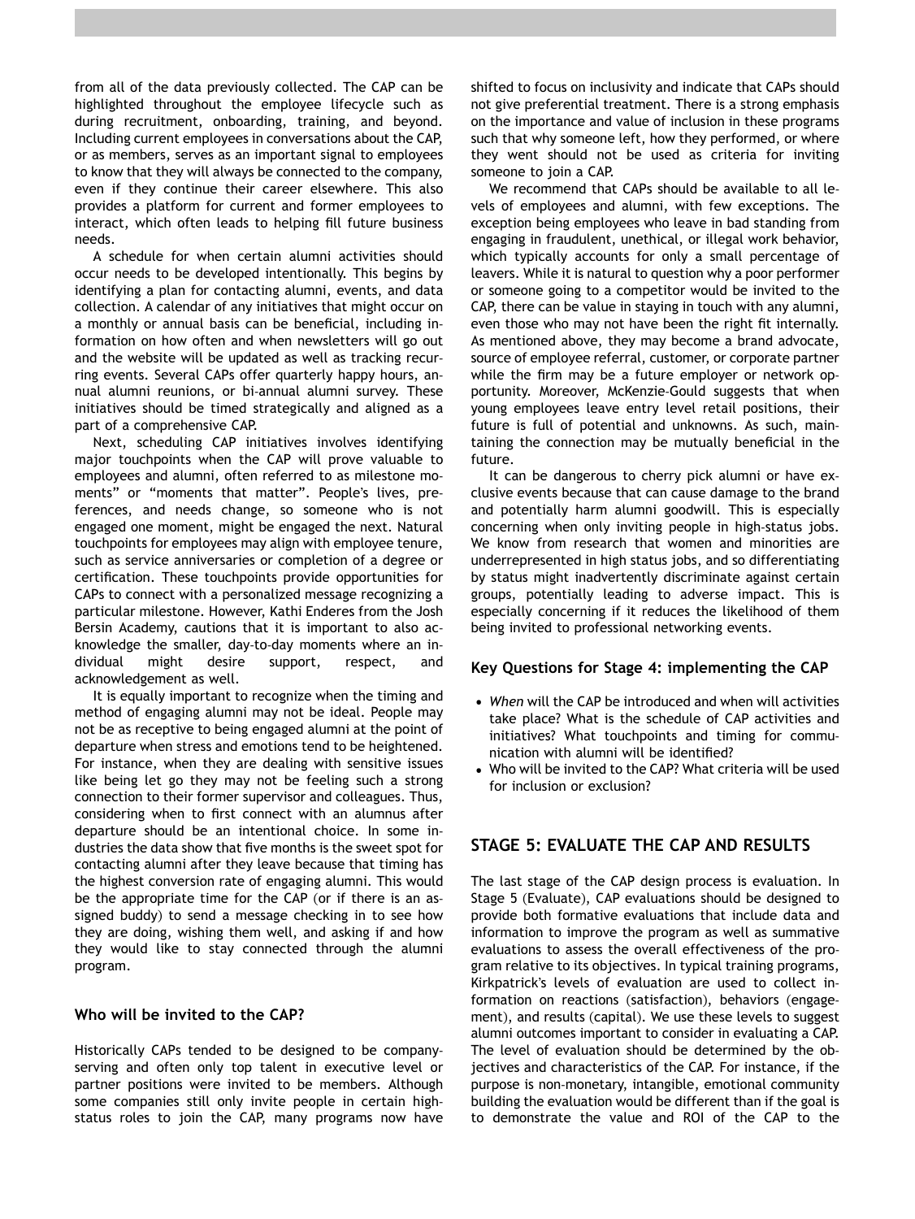from all of the data previously collected. The CAP can be highlighted throughout the employee lifecycle such as during recruitment, onboarding, training, and beyond. Including current employees in conversations about the CAP, or as members, serves as an important signal to employees to know that they will always be connected to the company, even if they continue their career elsewhere. This also provides a platform for current and former employees to interact, which often leads to helping fill future business needs.

A schedule for when certain alumni activities should occur needs to be developed intentionally. This begins by identifying a plan for contacting alumni, events, and data collection. A calendar of any initiatives that might occur on a monthly or annual basis can be beneficial, including information on how often and when newsletters will go out and the website will be updated as well as tracking recurring events. Several CAPs offer quarterly happy hours, annual alumni reunions, or bi-annual alumni survey. These initiatives should be timed strategically and aligned as a part of a comprehensive CAP.

Next, scheduling CAP initiatives involves identifying major touchpoints when the CAP will prove valuable to employees and alumni, often referred to as milestone moments" or "moments that matter". People's lives, preferences, and needs change, so someone who is not engaged one moment, might be engaged the next. Natural touchpoints for employees may align with employee tenure, such as service anniversaries or completion of a degree or certification. These touchpoints provide opportunities for CAPs to connect with a personalized message recognizing a particular milestone. However, Kathi Enderes from the Josh Bersin Academy, cautions that it is important to also acknowledge the smaller, day-to-day moments where an individual might desire support, respect, and acknowledgement as well.

It is equally important to recognize when the timing and method of engaging alumni may not be ideal. People may not be as receptive to being engaged alumni at the point of departure when stress and emotions tend to be heightened. For instance, when they are dealing with sensitive issues like being let go they may not be feeling such a strong connection to their former supervisor and colleagues. Thus, considering when to first connect with an alumnus after departure should be an intentional choice. In some industries the data show that five months is the sweet spot for contacting alumni after they leave because that timing has the highest conversion rate of engaging alumni. This would be the appropriate time for the CAP (or if there is an assigned buddy) to send a message checking in to see how they are doing, wishing them well, and asking if and how they would like to stay connected through the alumni program.

### Who will be invited to the CAP?

Historically CAPs tended to be designed to be company-serving and often only top talent in executive level or partner positions were invited to be members. Although some companies still only invite people in certain high-status roles to join the CAP, many programs now have shifted to focus on inclusivity and indicate that CAPs should not give preferential treatment. There is a strong emphasis on the importance and value of inclusion in these programs such that why someone left, how they performed, or where they went should not be used as criteria for inviting someone to join a CAP.

We recommend that CAPs should be available to all levels of employees and alumni, with few exceptions. The exception being employees who leave in bad standing from engaging in fraudulent, unethical, or illegal work behavior, which typically accounts for only a small percentage of leavers. While it is natural to question why a poor performer or someone going to a competitor would be invited to the CAP, there can be value in staying in touch with any alumni, even those who may not have been the right fit internally. As mentioned above, they may become a brand advocate, source of employee referral, customer, or corporate partner while the firm may be a future employer or network opportunity. Moreover, McKenzie-Gould suggests that when young employees leave entry level retail positions, their future is full of potential and unknowns. As such, maintaining the connection may be mutually beneficial in the future.

It can be dangerous to cherry pick alumni or have exclusive events because that can cause damage to the brand and potentially harm alumni goodwill. This is especially concerning when only inviting people in high-status jobs. We know from research that women and minorities are underrepresented in high status jobs, and so differentiating by status might inadvertently discriminate against certain groups, potentially leading to adverse impact. This is especially concerning if it reduces the likelihood of them being invited to professional networking events.

### Key Questions for Stage 4: implementing the CAP

- *When* will the CAP be introduced and when will activities take place? What is the schedule of CAP activities and initiatives? What touchpoints and timing for communication with alumni will be identified?
- Who will be invited to the CAP? What criteria will be used for inclusion or exclusion?

## STAGE 5: EVALUATE THE CAP AND RESULTS

The last stage of the CAP design process is evaluation. In Stage 5 (Evaluate), CAP evaluations should be designed to provide both formative evaluations that include data and information to improve the program as well as summative evaluations to assess the overall effectiveness of the program relative to its objectives. In typical training programs, Kirkpatrick's levels of evaluation are used to collect information on reactions (satisfaction), behaviors (engagement), and results (capital). We use these levels to suggest alumni outcomes important to consider in evaluating a CAP. The level of evaluation should be determined by the objectives and characteristics of the CAP. For instance, if the purpose is non-monetary, intangible, emotional community building the evaluation would be different than if the goal is to demonstrate the value and ROI of the CAP to the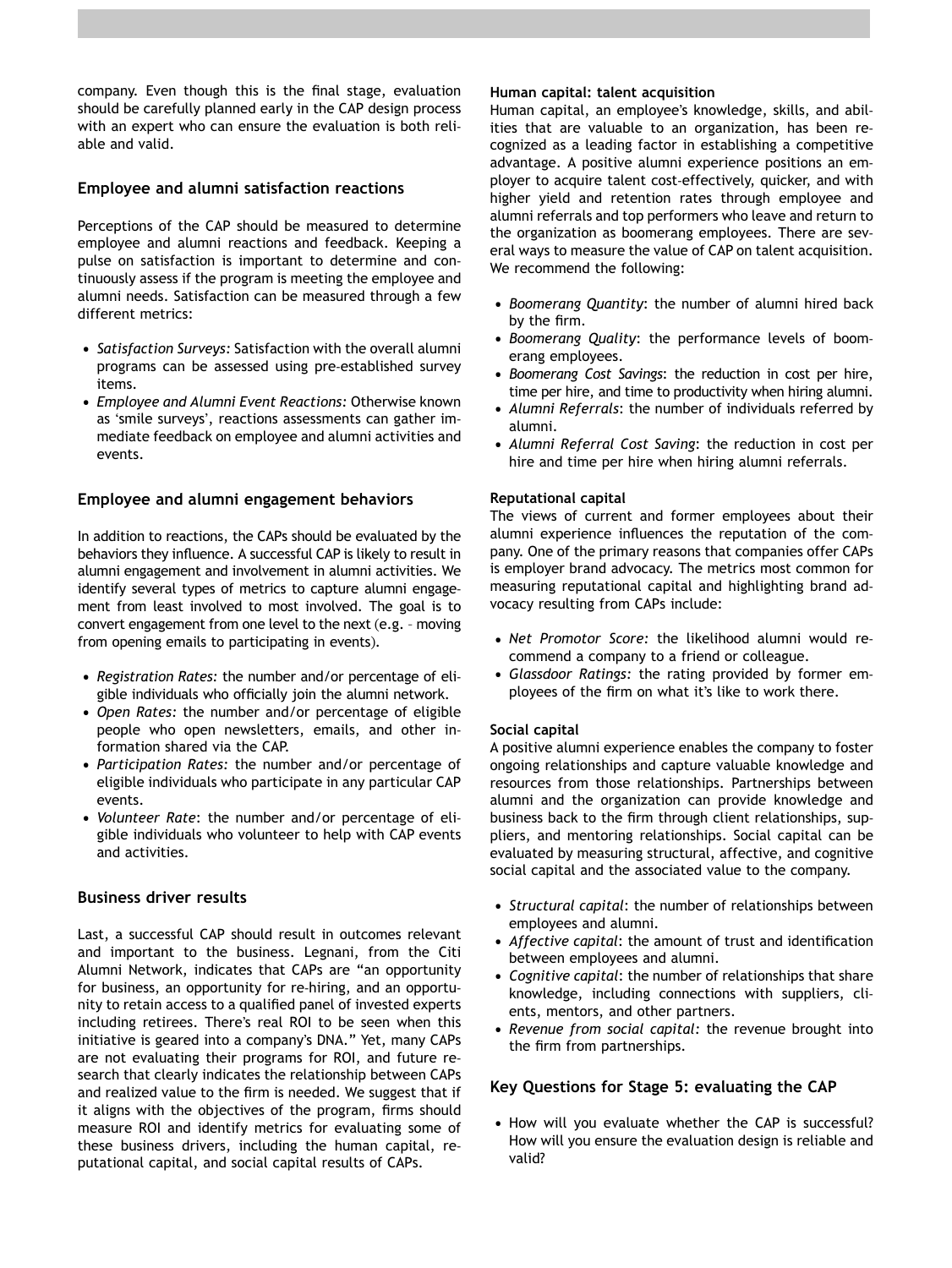company. Even though this is the final stage, evaluation should be carefully planned early in the CAP design process with an expert who can ensure the evaluation is both reliable and valid.

## Employee and alumni satisfaction reactions

Perceptions of the CAP should be measured to determine employee and alumni reactions and feedback. Keeping a pulse on satisfaction is important to determine and continuously assess if the program is meeting the employee and alumni needs. Satisfaction can be measured through a few different metrics:

- *Satisfaction Surveys:* Satisfaction with the overall alumni programs can be assessed using pre-established survey items.
- *Employee and Alumni Event Reactions:* Otherwise known as 'smile surveys', reactions assessments can gather immediate feedback on employee and alumni activities and events.

## Employee and alumni engagement behaviors

In addition to reactions, the CAPs should be evaluated by the behaviors they influence. A successful CAP is likely to result in alumni engagement and involvement in alumni activities. We identify several types of metrics to capture alumni engagement from least involved to most involved. The goal is to convert engagement from one level to the next (e.g. – moving from opening emails to participating in events).

- *Registration Rates:* the number and/or percentage of eligible individuals who officially join the alumni network.
- *Open Rates:* the number and/or percentage of eligible people who open newsletters, emails, and other information shared via the CAP.
- *Participation Rates:* the number and/or percentage of eligible individuals who participate in any particular CAP events.
- *Volunteer Rate*: the number and/or percentage of eligible individuals who volunteer to help with CAP events and activities.

## Business driver results

Last, a successful CAP should result in outcomes relevant and important to the business. Legnani, from the Citi Alumni Network, indicates that CAPs are "an opportunity for business, an opportunity for re-hiring, and an opportunity to retain access to a qualified panel of invested experts including retirees. There's real ROI to be seen when this initiative is geared into a company's DNA." Yet, many CAPs are not evaluating their programs for ROI, and future research that clearly indicates the relationship between CAPs and realized value to the firm is needed. We suggest that if it aligns with the objectives of the program, firms should measure ROI and identify metrics for evaluating some of these business drivers, including the human capital, reputational capital, and social capital results of CAPs.

### Human capital: talent acquisition

Human capital, an employee's knowledge, skills, and abilities that are valuable to an organization, has been recognized as a leading factor in establishing a competitive advantage. A positive alumni experience positions an employer to acquire talent cost-effectively, quicker, and with higher yield and retention rates through employee and alumni referrals and top performers who leave and return to the organization as boomerang employees. There are several ways to measure the value of CAP on talent acquisition. We recommend the following:

- *Boomerang Quantity*: the number of alumni hired back by the firm.
- *Boomerang Quality*: the performance levels of boomerang employees.
- *Boomerang Cost Savings*: the reduction in cost per hire, time per hire, and time to productivity when hiring alumni.
- *Alumni Referrals*: the number of individuals referred by alumni.
- *Alumni Referral Cost Saving*: the reduction in cost per hire and time per hire when hiring alumni referrals.

### Reputational capital

The views of current and former employees about their alumni experience influences the reputation of the company. One of the primary reasons that companies offer CAPs is employer brand advocacy. The metrics most common for measuring reputational capital and highlighting brand advocacy resulting from CAPs include:

- *Net Promotor Score:* the likelihood alumni would recommend a company to a friend or colleague.
- *Glassdoor Ratings:* the rating provided by former employees of the firm on what it's like to work there.

### Social capital

A positive alumni experience enables the company to foster ongoing relationships and capture valuable knowledge and resources from those relationships. Partnerships between alumni and the organization can provide knowledge and business back to the firm through client relationships, suppliers, and mentoring relationships. Social capital can be evaluated by measuring structural, affective, and cognitive social capital and the associated value to the company.

- *Structural capital*: the number of relationships between employees and alumni.
- *Affective capital*: the amount of trust and identification between employees and alumni.
- *Cognitive capital*: the number of relationships that share knowledge, including connections with suppliers, clients, mentors, and other partners.
- *Revenue from social capital:* the revenue brought into the firm from partnerships.

## Key Questions for Stage 5: evaluating the CAP

- How will you evaluate whether the CAP is successful? How will you ensure the evaluation design is reliable and valid?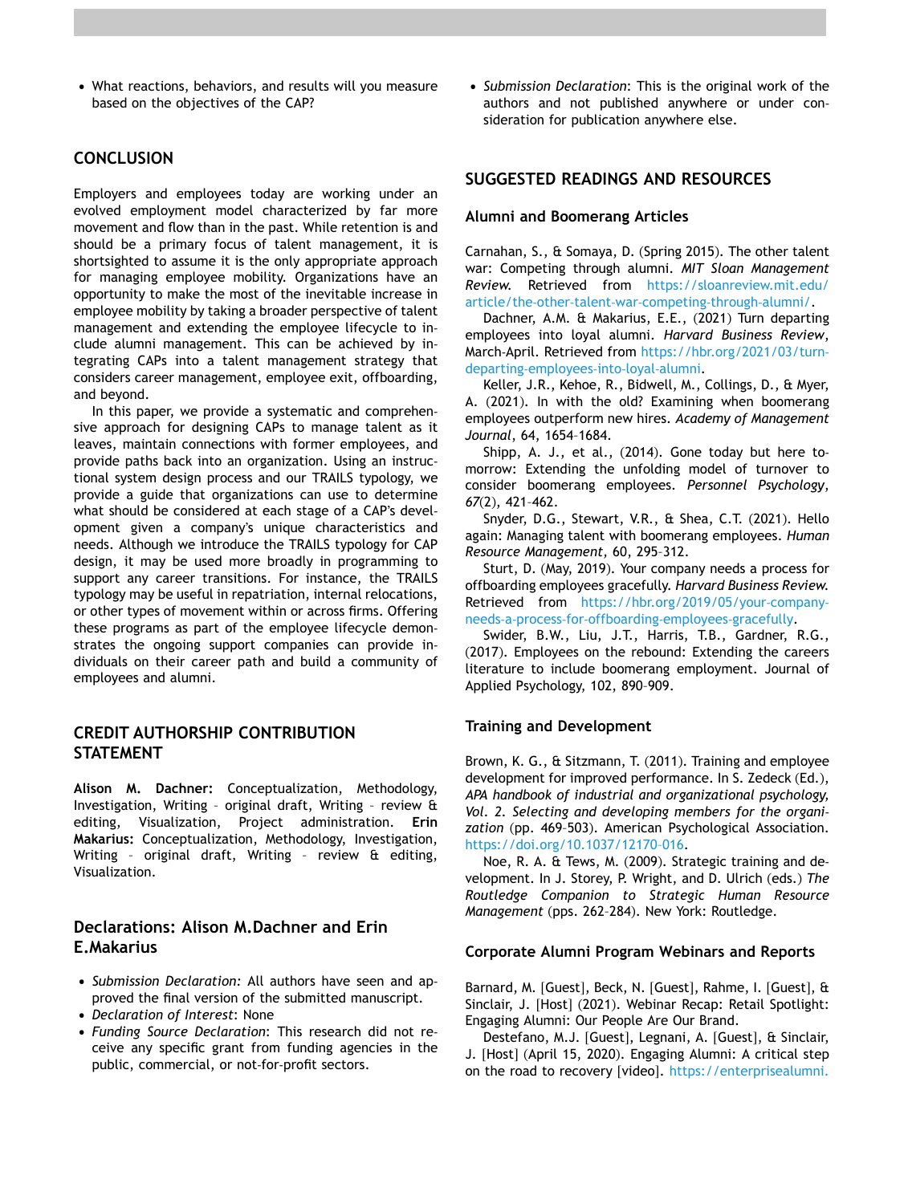- What reactions, behaviors, and results will you measure based on the objectives of the CAP?

## CONCLUSION

Employers and employees today are working under an evolved employment model characterized by far more movement and flow than in the past. While retention is and should be a primary focus of talent management, it is shortsighted to assume it is the only appropriate approach for managing employee mobility. Organizations have an opportunity to make the most of the inevitable increase in employee mobility by taking a broader perspective of talent management and extending the employee lifecycle to include alumni management. This can be achieved by integrating CAPs into a talent management strategy that considers career management, employee exit, offboarding, and beyond.

In this paper, we provide a systematic and comprehensive approach for designing CAPs to manage talent as it leaves, maintain connections with former employees, and provide paths back into an organization. Using an instructional system design process and our TRAILS typology, we provide a guide that organizations can use to determine what should be considered at each stage of a CAP's development given a company's unique characteristics and needs. Although we introduce the TRAILS typology for CAP design, it may be used more broadly in programming to support any career transitions. For instance, the TRAILS typology may be useful in repatriation, internal relocations, or other types of movement within or across firms. Offering these programs as part of the employee lifecycle demonstrates the ongoing support companies can provide individuals on their career path and build a community of employees and alumni.

## CREDIT AUTHORSHIP CONTRIBUTION STATEMENT

**Alison M. Dachner:** Conceptualization, Methodology, Investigation, Writing – original draft, Writing – review & editing, Visualization, Project administration. **Erin Makarius:** Conceptualization, Methodology, Investigation, Writing – original draft, Writing – review & editing, Visualization.

## Declarations: Alison M.Dachner and Erin E.Makarius

- *Submission Declaration:* All authors have seen and approved the final version of the submitted manuscript.
- *Declaration of Interest*: None
- *Funding Source Declaration*: This research did not receive any specific grant from funding agencies in the public, commercial, or not-for-profit sectors.
- *Submission Declaration*: This is the original work of the authors and not published anywhere or under consideration for publication anywhere else.

## SUGGESTED READINGS AND RESOURCES

### Alumni and Boomerang Articles

Carnahan, S., & Somaya, D. (Spring 2015). The other talent war: Competing through alumni. *MIT Sloan Management Review*. Retrieved from https://sloanreview.mit.edu/article/the-other-talent-war-competing-through-alumni/.

Dachner, A.M. & Makarius, E.E., (2021) Turn departing employees into loyal alumni. *Harvard Business Review*, March-April. Retrieved from https://hbr.org/2021/03/turn-departing-employees-into-loyal-alumni.

Keller, J.R., Kehoe, R., Bidwell, M., Collings, D., & Myer, A. (2021). In with the old? Examining when boomerang employees outperform new hires. *Academy of Management Journal*, 64, 1654–1684.

Shipp, A. J., et al., (2014). Gone today but here tomorrow: Extending the unfolding model of turnover to consider boomerang employees. *Personnel Psychology*, *67*(2), 421–462.

Snyder, D.G., Stewart, V.R., & Shea, C.T. (2021). Hello again: Managing talent with boomerang employees. *Human Resource Management*, 60, 295–312.

Sturt, D. (May, 2019). Your company needs a process for offboarding employees gracefully. *Harvard Business Review*. Retrieved from https://hbr.org/2019/05/your-company-needs-a-process-for-offboarding-employees-gracefully.

Swider, B.W., Liu, J.T., Harris, T.B., Gardner, R.G., (2017). Employees on the rebound: Extending the careers literature to include boomerang employment. Journal of Applied Psychology, 102, 890–909.

### Training and Development

Brown, K. G., & Sitzmann, T. (2011). Training and employee development for improved performance. In S. Zedeck (Ed.), *APA handbook of industrial and organizational psychology, Vol. 2. Selecting and developing members for the organization* (pp. 469–503). American Psychological Association. https://doi.org/10.1037/12170-016.

Noe, R. A. & Tews, M. (2009). Strategic training and development. In J. Storey, P. Wright, and D. Ulrich (eds.) *The Routledge Companion to Strategic Human Resource Management* (pps. 262–284). New York: Routledge.

### Corporate Alumni Program Webinars and Reports

Barnard, M. [Guest], Beck, N. [Guest], Rahme, I. [Guest], & Sinclair, J. [Host] (2021). Webinar Recap: Retail Spotlight: Engaging Alumni: Our People Are Our Brand.

Destefano, M.J. [Guest], Legnani, A. [Guest], & Sinclair, J. [Host] (April 15, 2020). Engaging Alumni: A critical step on the road to recovery [video]. https://enterprisealumni.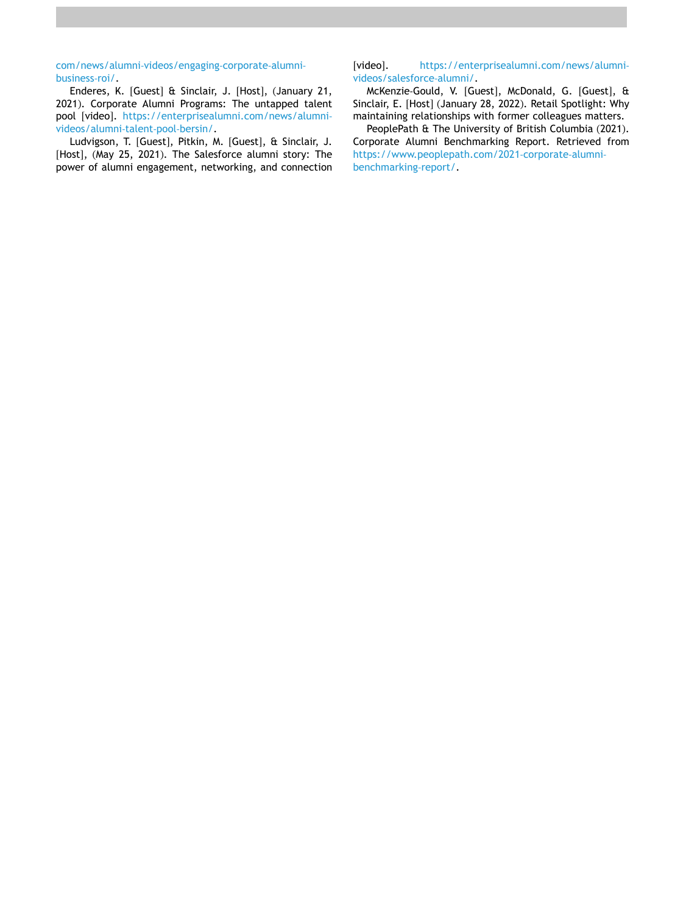com/news/alumni-videos/engaging-corporate-alumni-business-roi/.

Enderes, K. [Guest] & Sinclair, J. [Host], (January 21, 2021). Corporate Alumni Programs: The untapped talent pool [video]. https://enterprisealumni.com/news/alumni-videos/alumni-talent-pool-bersin/.

Ludvigson, T. [Guest], Pitkin, M. [Guest], & Sinclair, J. [Host], (May 25, 2021). The Salesforce alumni story: The power of alumni engagement, networking, and connection [video]. https://enterprisealumni.com/news/alumni-videos/salesforce-alumni/.

McKenzie-Gould, V. [Guest], McDonald, G. [Guest], & Sinclair, E. [Host] (January 28, 2022). Retail Spotlight: Why maintaining relationships with former colleagues matters.

PeoplePath & The University of British Columbia (2021). Corporate Alumni Benchmarking Report. Retrieved from https://www.peoplepath.com/2021-corporate-alumni-benchmarking-report/.